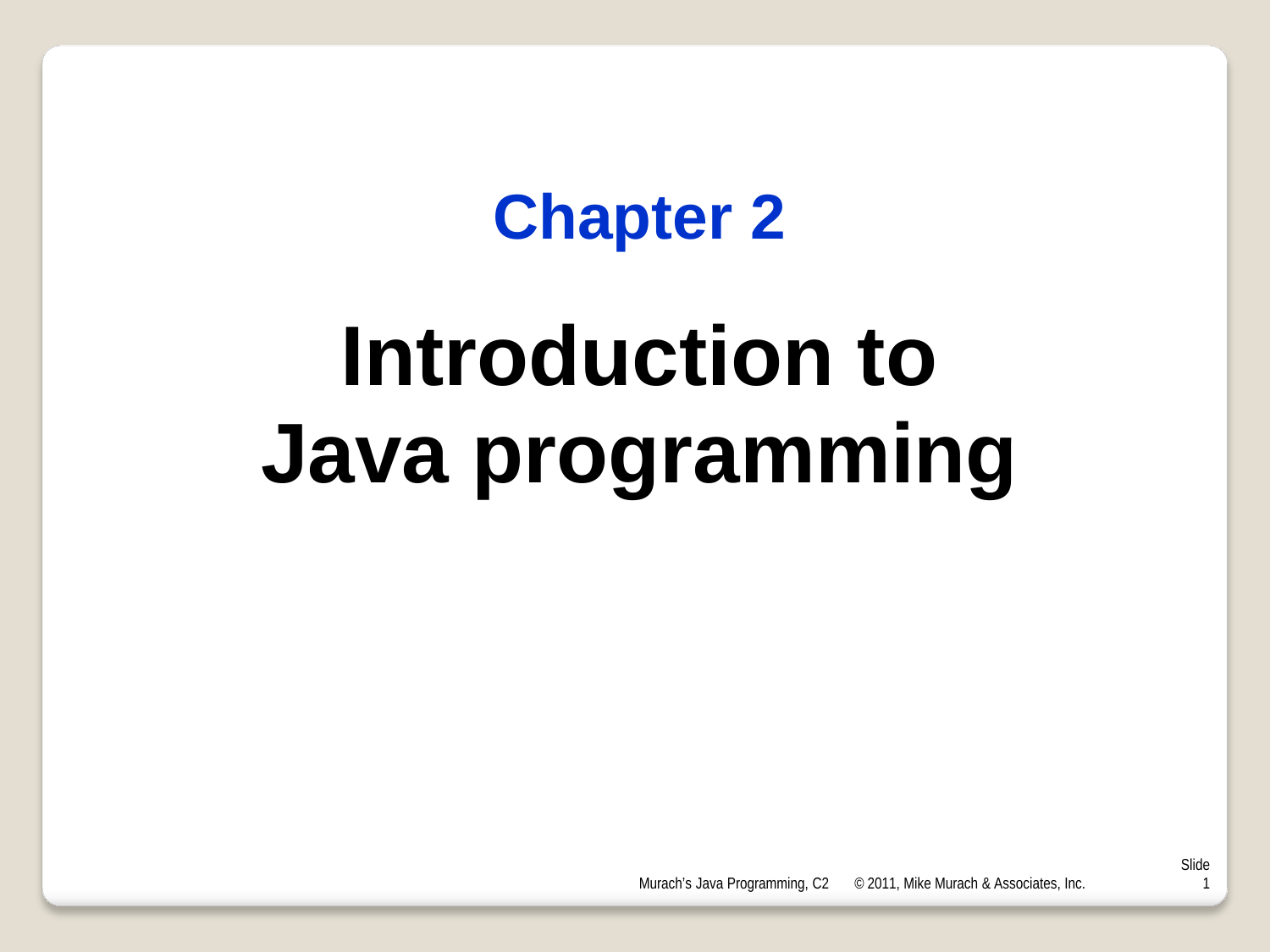## Chapter 2

# Introduction to Java programming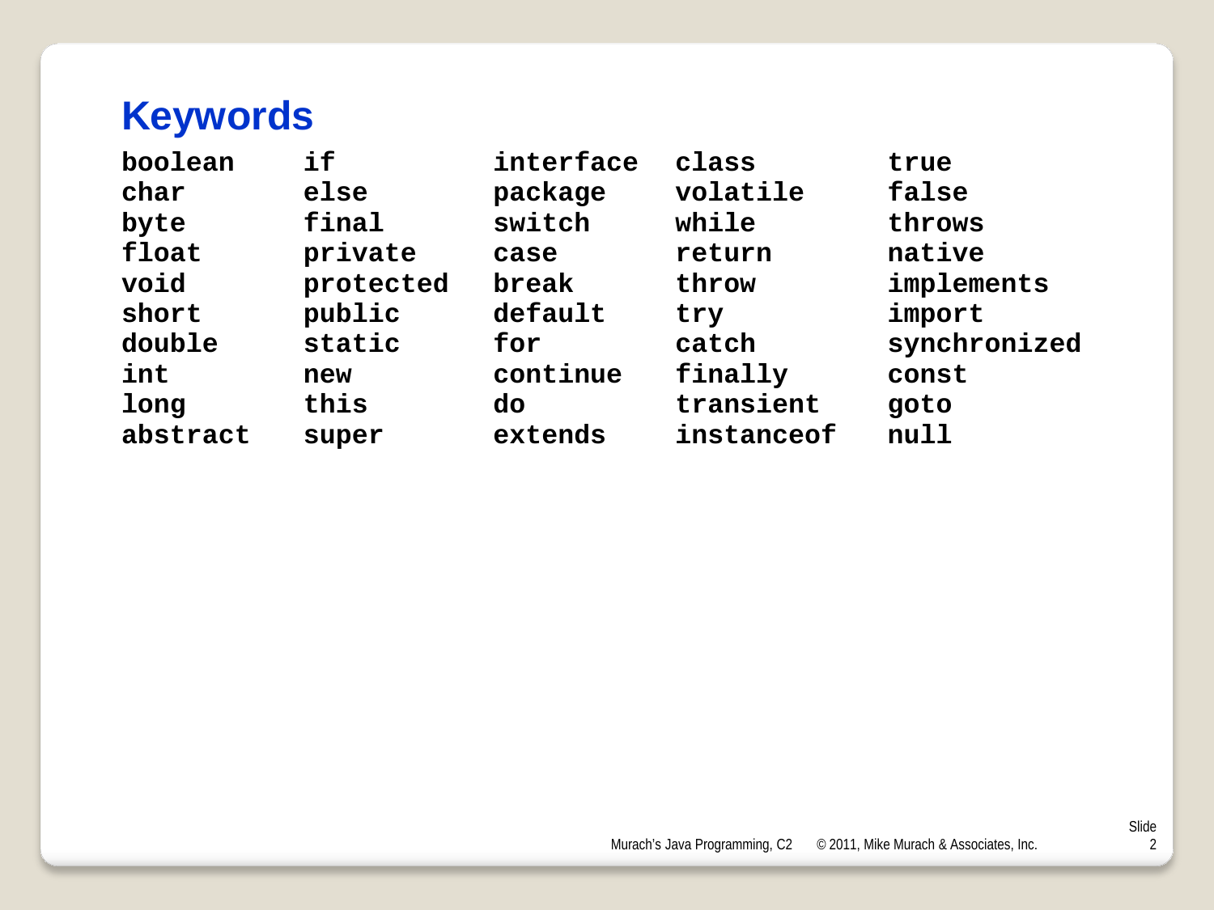# Keywords

```
boolean     if          interface   class       true
char        else        package     volatile    false
byte        final       switch      while       throws
float       private     case        return      native
void        protected   break       throw       implements
short       public      default     try         import
double      static      for         catch       synchronized
int         new         continue    finally     const
long        this        do          transient   goto
abstract    super       extends     instanceof  null
```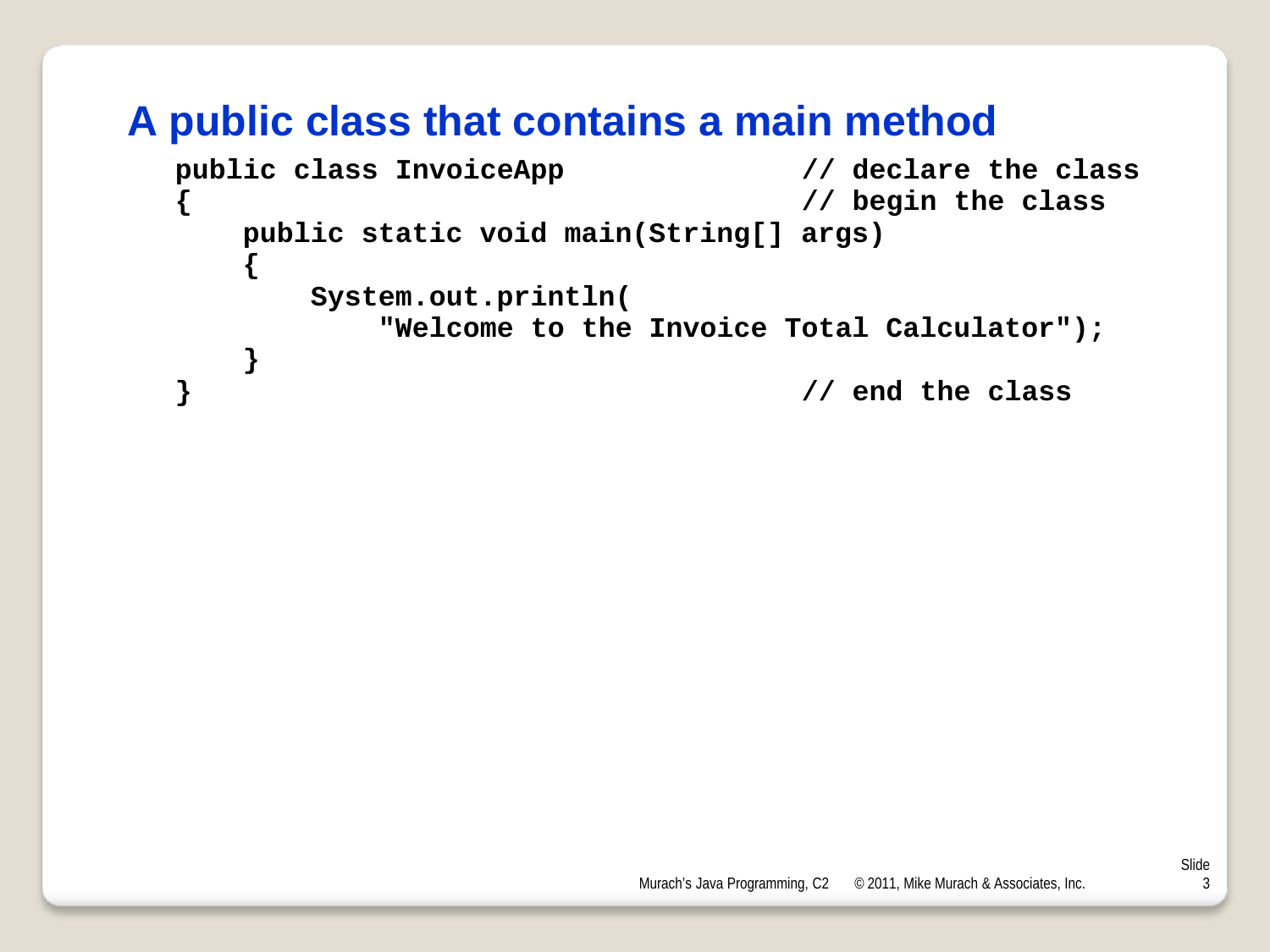# A public class that contains a main method

```
public class InvoiceApp                    // declare the class
{                                          // begin the class
    public static void main(String[] args)
    {
        System.out.println(
            "Welcome to the Invoice Total Calculator");
    }
}                                          // end the class
```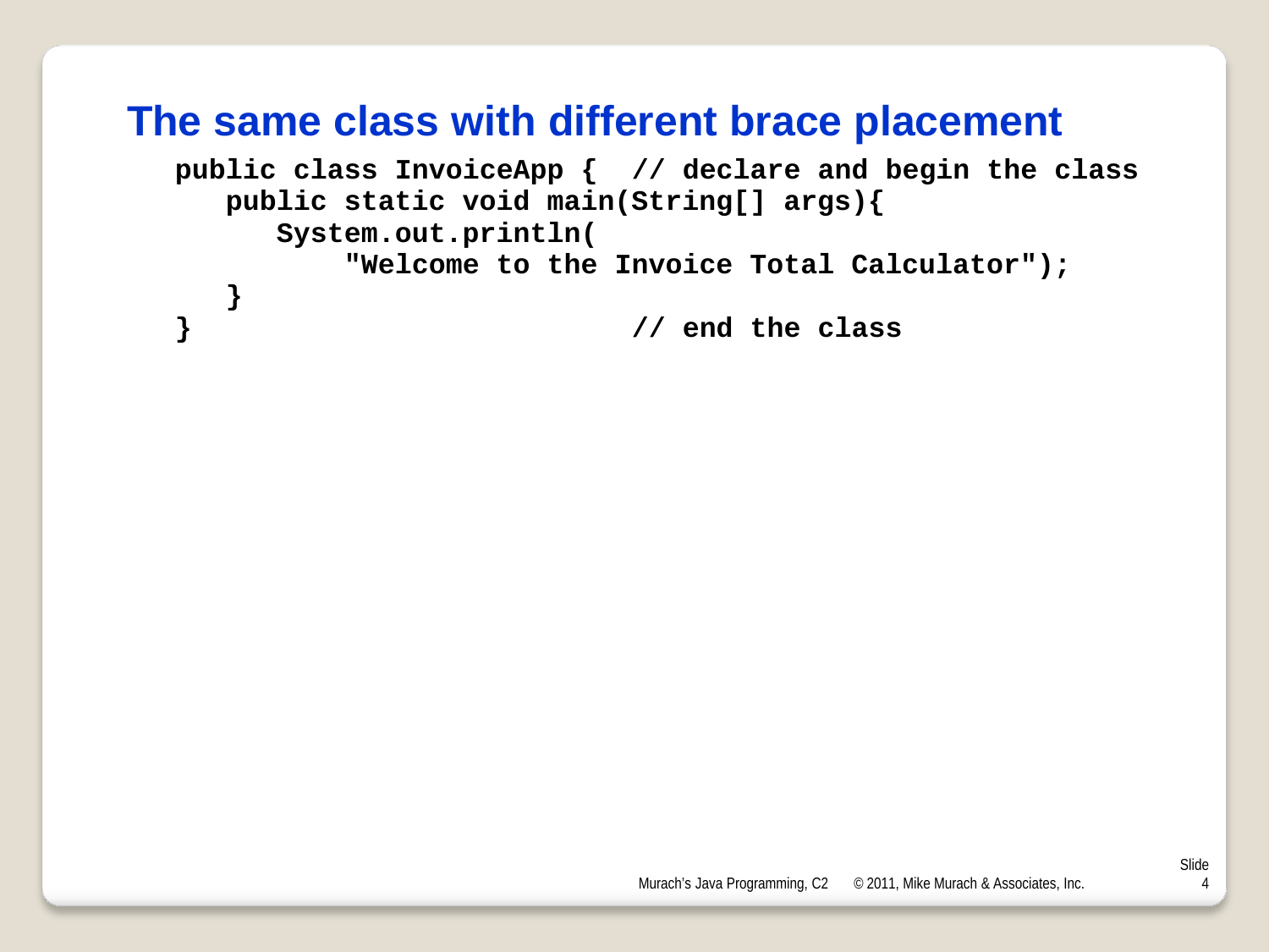# The same class with different brace placement

```
public class InvoiceApp {  // declare and begin the class
   public static void main(String[] args){
      System.out.println(
          "Welcome to the Invoice Total Calculator");
   }
}                           // end the class
```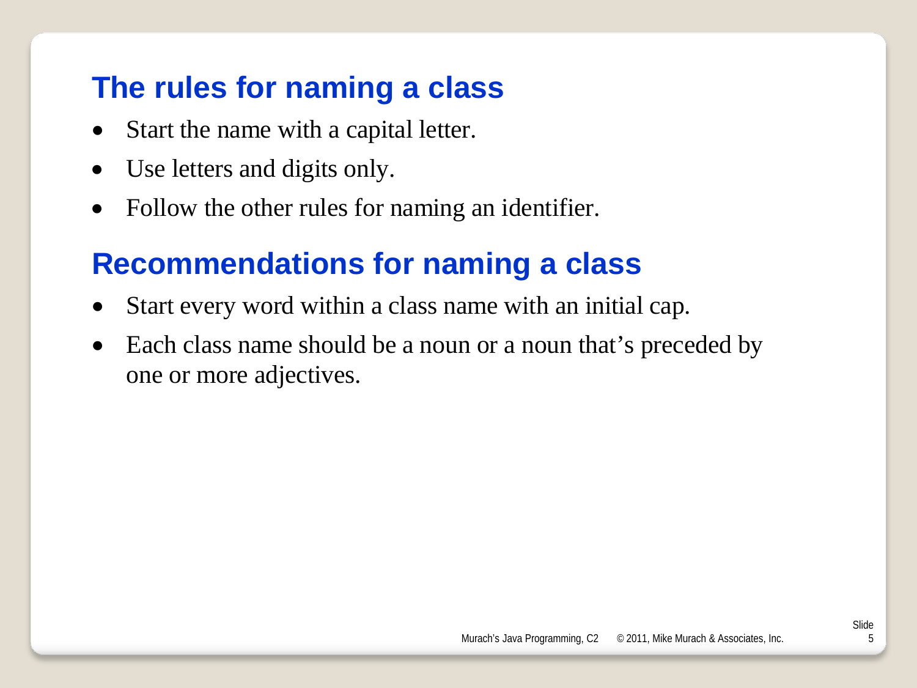## The rules for naming a class

- Start the name with a capital letter.
- Use letters and digits only.
- Follow the other rules for naming an identifier.

## Recommendations for naming a class

- Start every word within a class name with an initial cap.
- Each class name should be a noun or a noun that's preceded by one or more adjectives.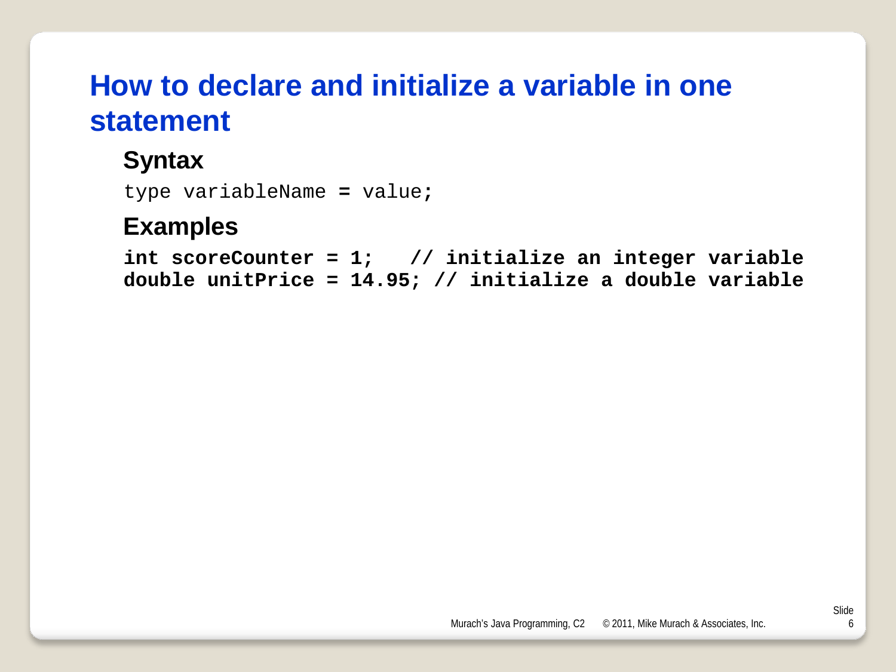# How to declare and initialize a variable in one statement

## Syntax

```
type variableName = value;
```

## Examples

```
int scoreCounter = 1;   // initialize an integer variable
double unitPrice = 14.95; // initialize a double variable
```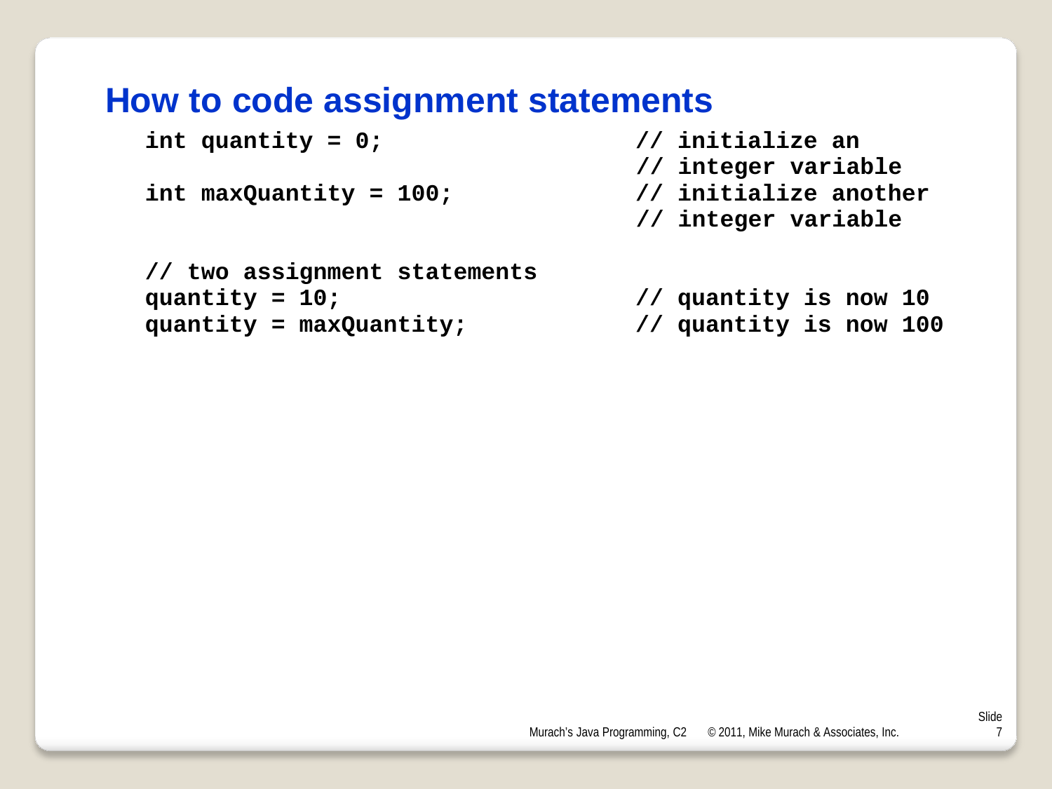# How to code assignment statements

```
int quantity = 0;                  // initialize an
                                   // integer variable
int maxQuantity = 100;             // initialize another
                                   // integer variable

// two assignment statements
quantity = 10;                     // quantity is now 10
quantity = maxQuantity;            // quantity is now 100
```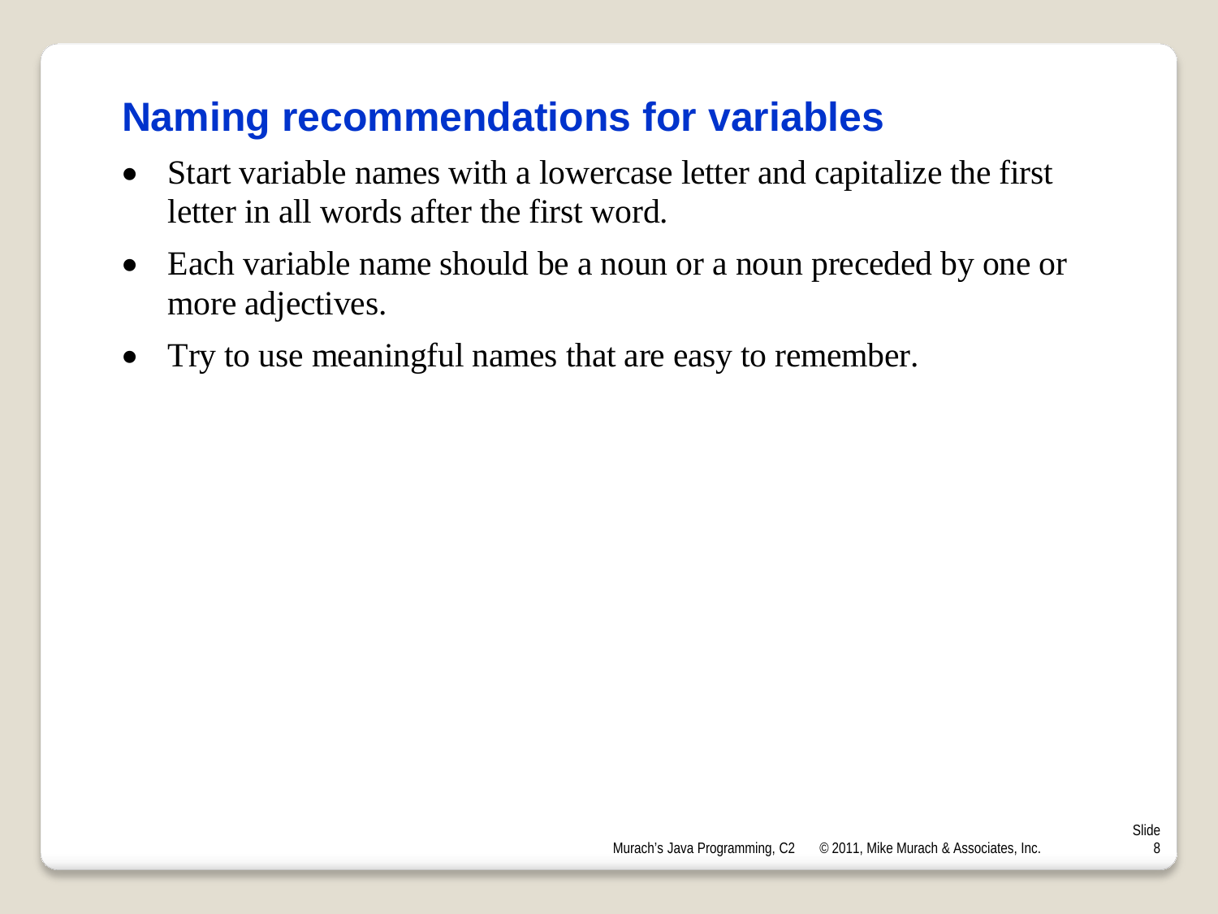# Naming recommendations for variables

- Start variable names with a lowercase letter and capitalize the first letter in all words after the first word.
- Each variable name should be a noun or a noun preceded by one or more adjectives.
- Try to use meaningful names that are easy to remember.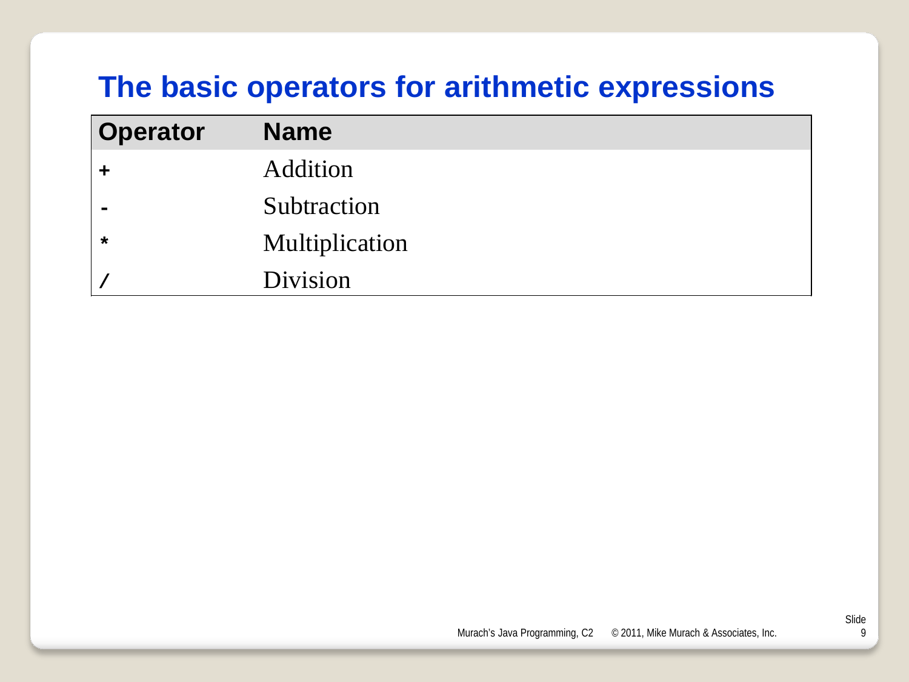# The basic operators for arithmetic expressions

| Operator | Name |
|---|---|
| `+` | Addition |
| `-` | Subtraction |
| `*` | Multiplication |
| `/` | Division |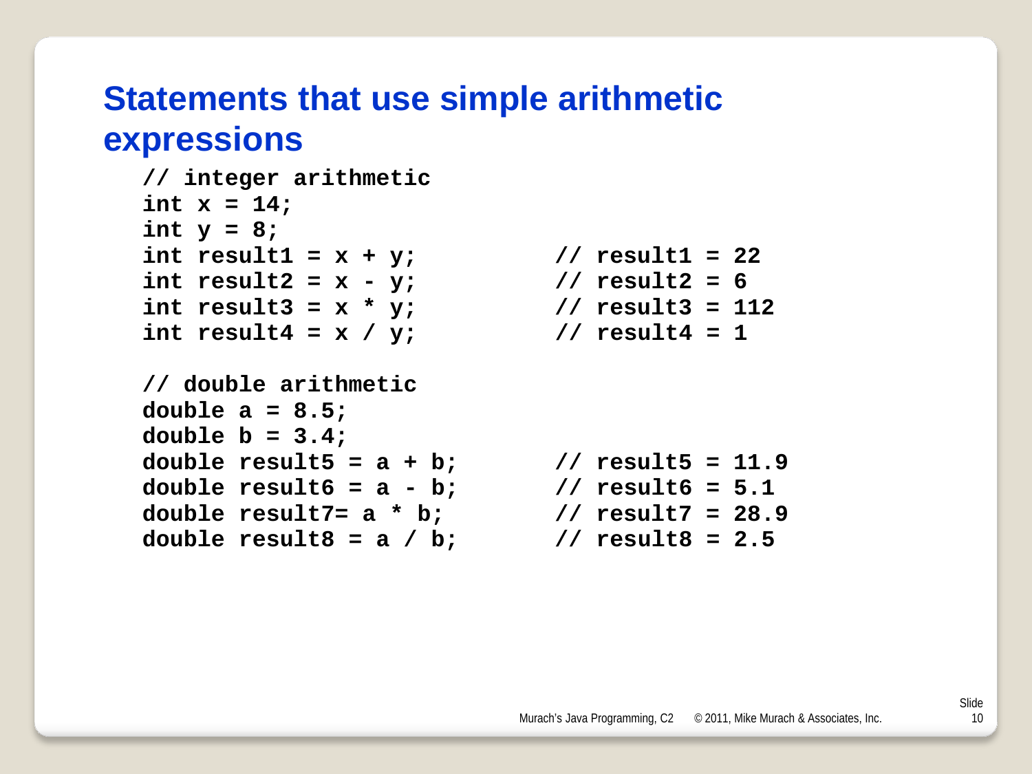# Statements that use simple arithmetic expressions

```
// integer arithmetic
int x = 14;
int y = 8;
int result1 = x + y;          // result1 = 22
int result2 = x - y;          // result2 = 6
int result3 = x * y;          // result3 = 112
int result4 = x / y;          // result4 = 1

// double arithmetic
double a = 8.5;
double b = 3.4;
double result5 = a + b;       // result5 = 11.9
double result6 = a - b;       // result6 = 5.1
double result7= a * b;        // result7 = 28.9
double result8 = a / b;       // result8 = 2.5
```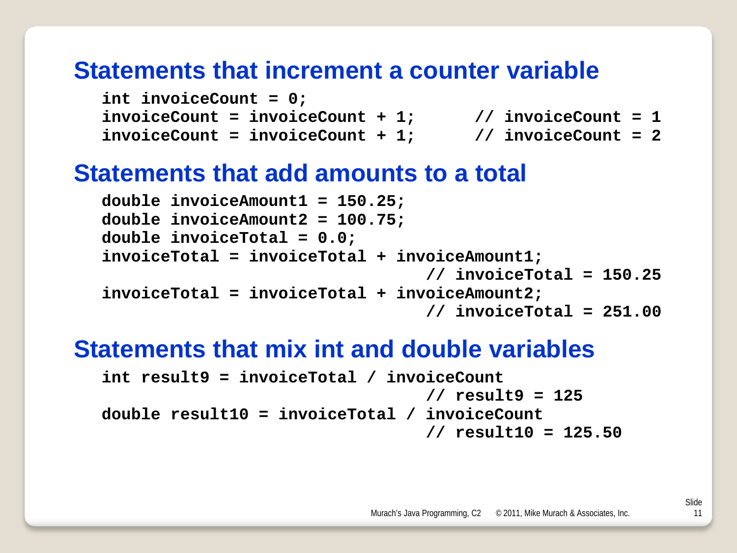## Statements that increment a counter variable

```
int invoiceCount = 0;
invoiceCount = invoiceCount + 1;      // invoiceCount = 1
invoiceCount = invoiceCount + 1;      // invoiceCount = 2
```

## Statements that add amounts to a total

```
double invoiceAmount1 = 150.25;
double invoiceAmount2 = 100.75;
double invoiceTotal = 0.0;
invoiceTotal = invoiceTotal + invoiceAmount1;
                                 // invoiceTotal = 150.25
invoiceTotal = invoiceTotal + invoiceAmount2;
                                 // invoiceTotal = 251.00
```

## Statements that mix int and double variables

```
int result9 = invoiceTotal / invoiceCount
                                 // result9 = 125
double result10 = invoiceTotal / invoiceCount
                                 // result10 = 125.50
```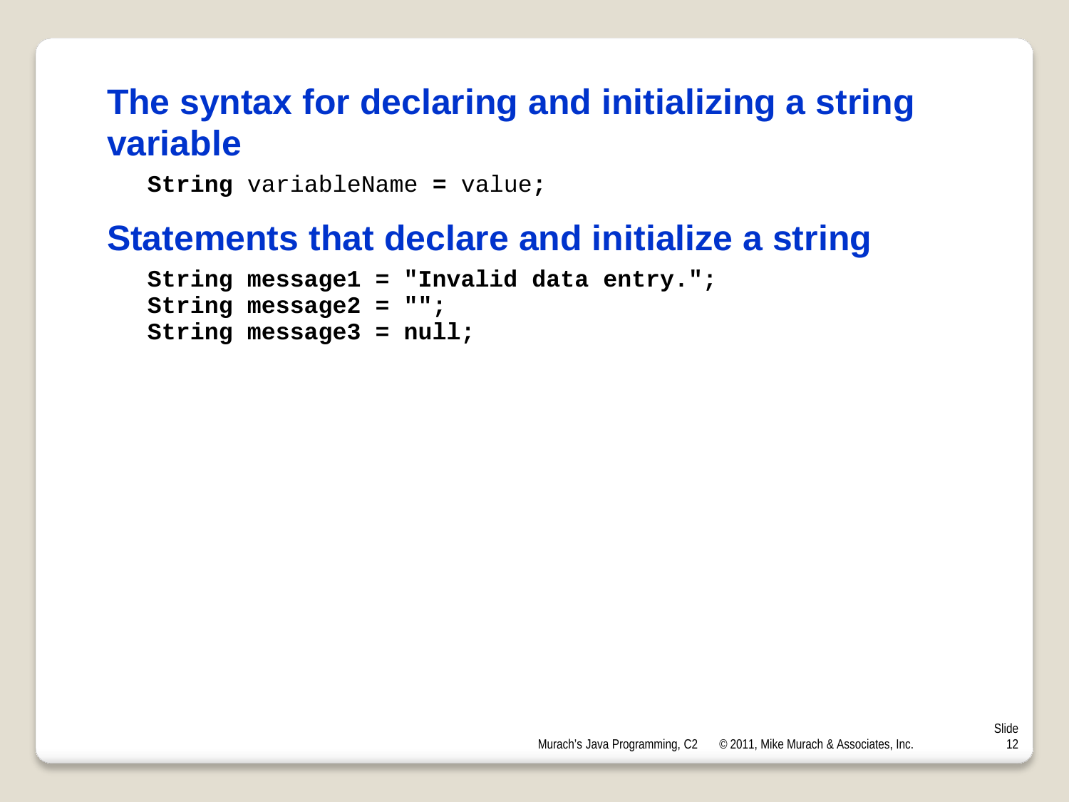## The syntax for declaring and initializing a string variable

```
String variableName = value;
```

## Statements that declare and initialize a string

```
String message1 = "Invalid data entry.";
String message2 = "";
String message3 = null;
```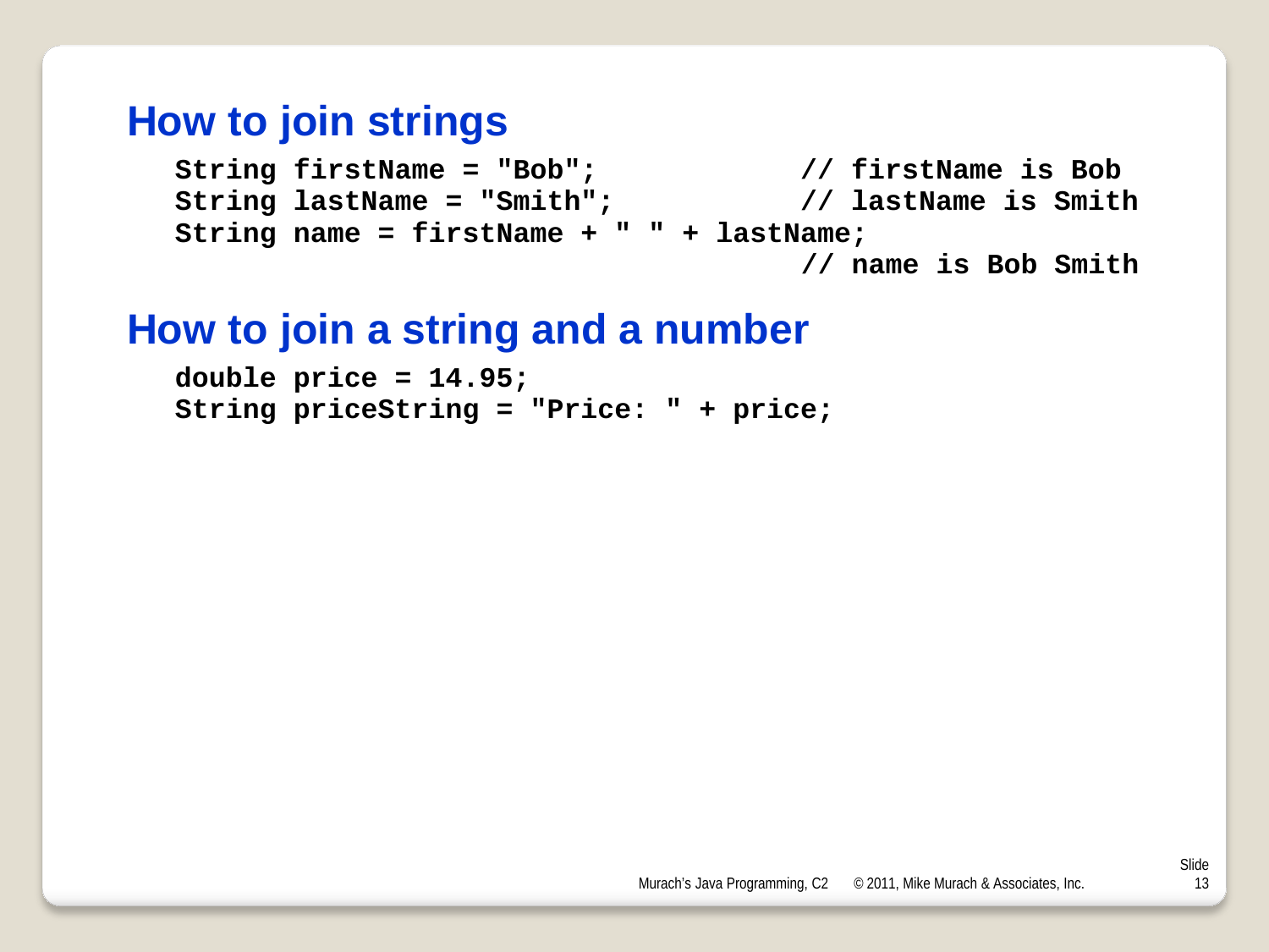# How to join strings

```
String firstName = "Bob";            // firstName is Bob
String lastName = "Smith";           // lastName is Smith
String name = firstName + " " + lastName;
                                     // name is Bob Smith
```

# How to join a string and a number

```
double price = 14.95;
String priceString = "Price: " + price;
```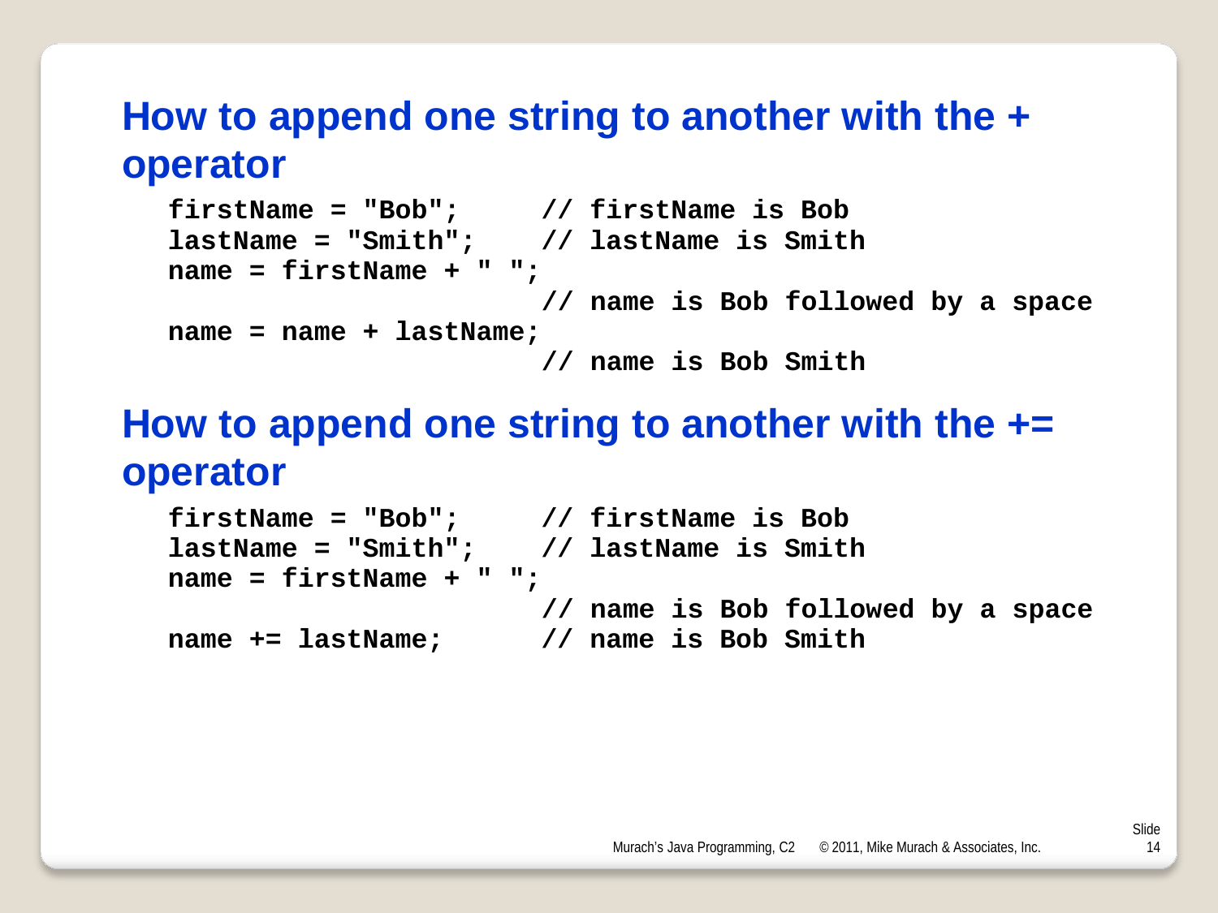## How to append one string to another with the + operator

```
firstName = "Bob";      // firstName is Bob
lastName = "Smith";     // lastName is Smith
name = firstName + " ";
                        // name is Bob followed by a space
name = name + lastName;
                        // name is Bob Smith
```

## How to append one string to another with the += operator

```
firstName = "Bob";      // firstName is Bob
lastName = "Smith";     // lastName is Smith
name = firstName + " ";
                        // name is Bob followed by a space
name += lastName;       // name is Bob Smith
```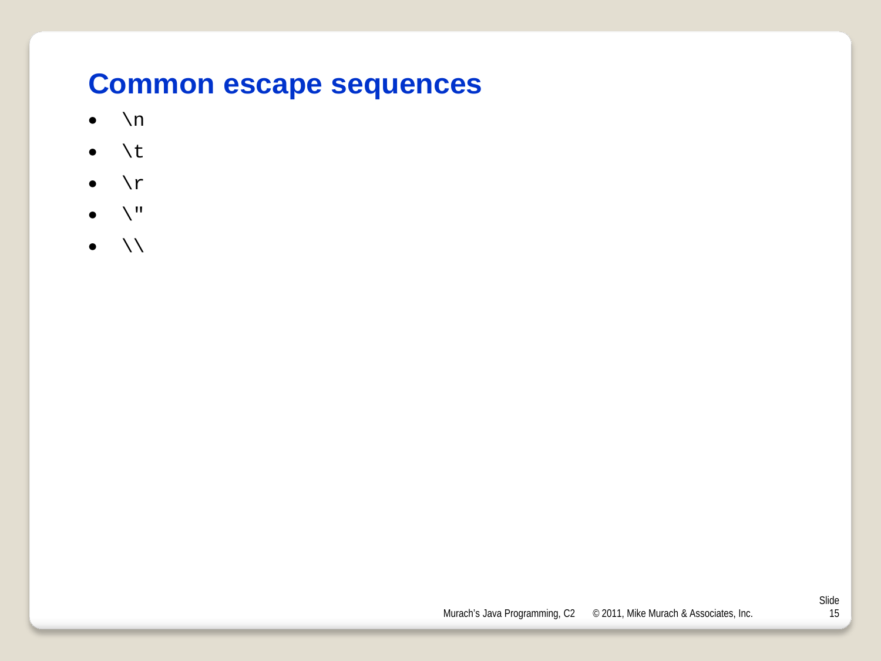# Common escape sequences

- `\n`
- `\t`
- `\r`
- `\"`
- `\\`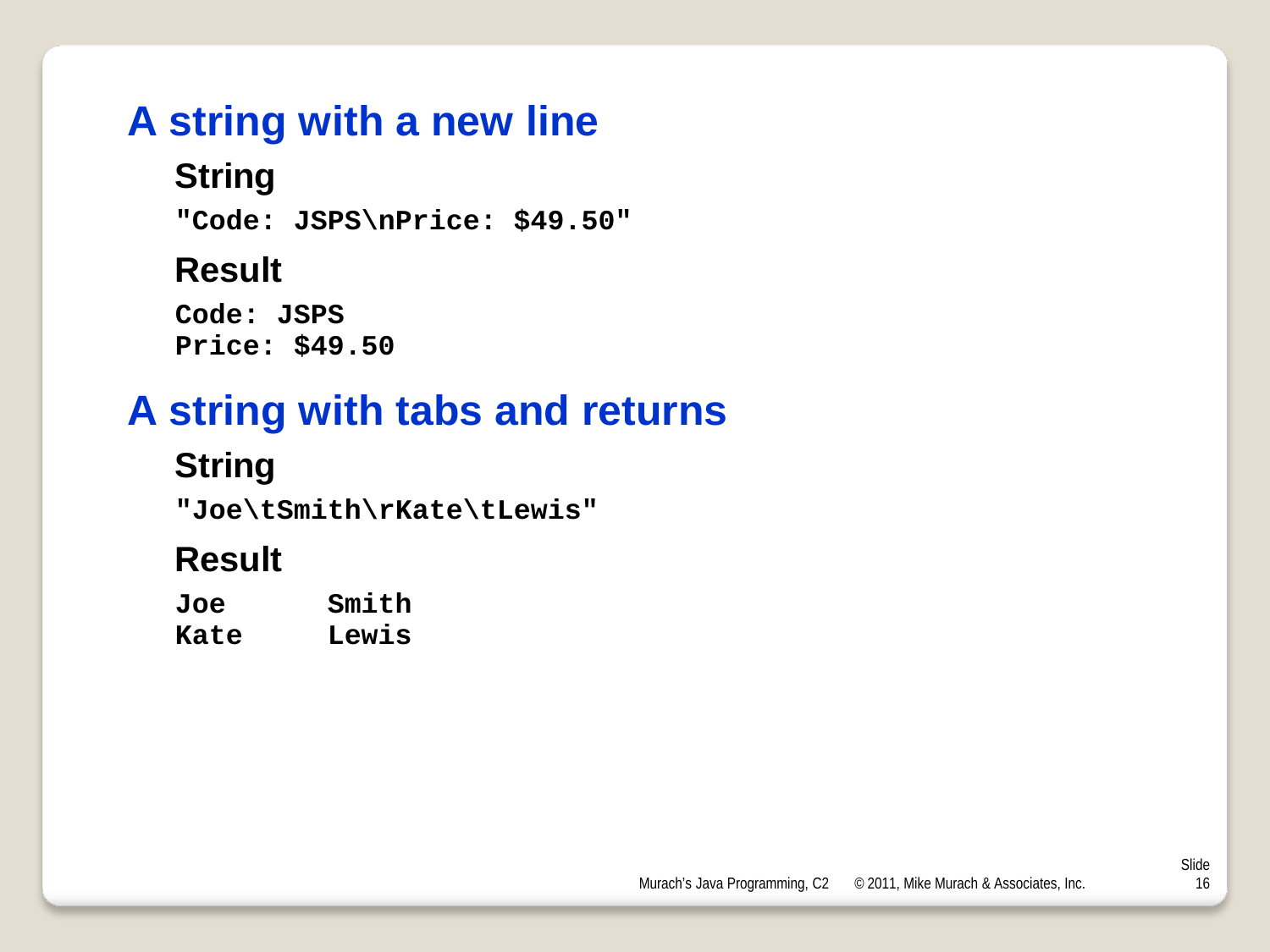# A string with a new line

### String

```
"Code: JSPS\nPrice: $49.50"
```

### Result

```
Code: JSPS
Price: $49.50
```

# A string with tabs and returns

### String

```
"Joe\tSmith\rKate\tLewis"
```

### Result

```
Joe      Smith
Kate     Lewis
```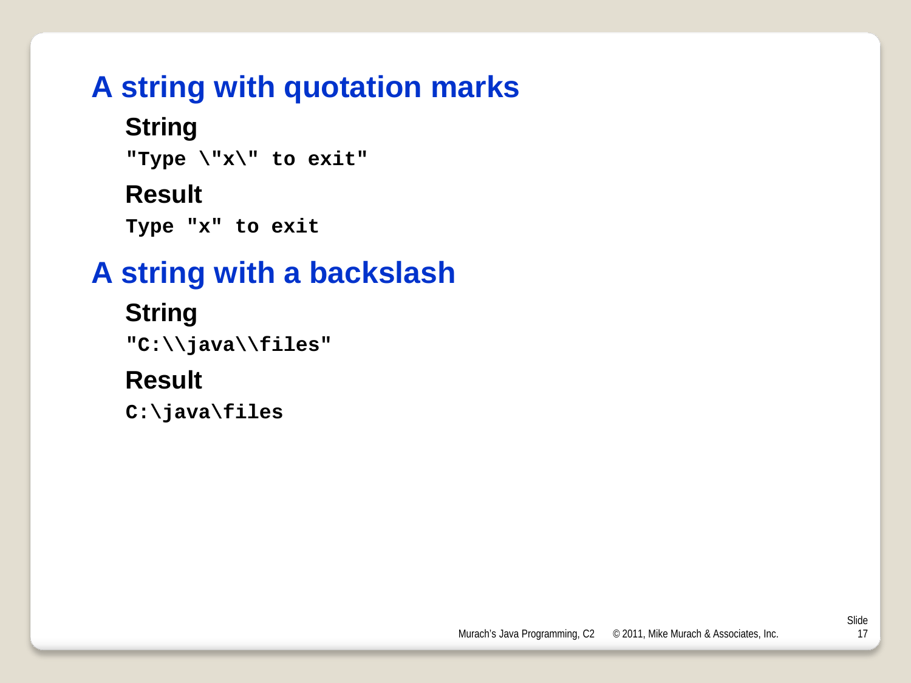## A string with quotation marks

### String

```
"Type \"x\" to exit"
```

### Result

```
Type "x" to exit
```

## A string with a backslash

### String

```
"C:\\java\\files"
```

### Result

```
C:\java\files
```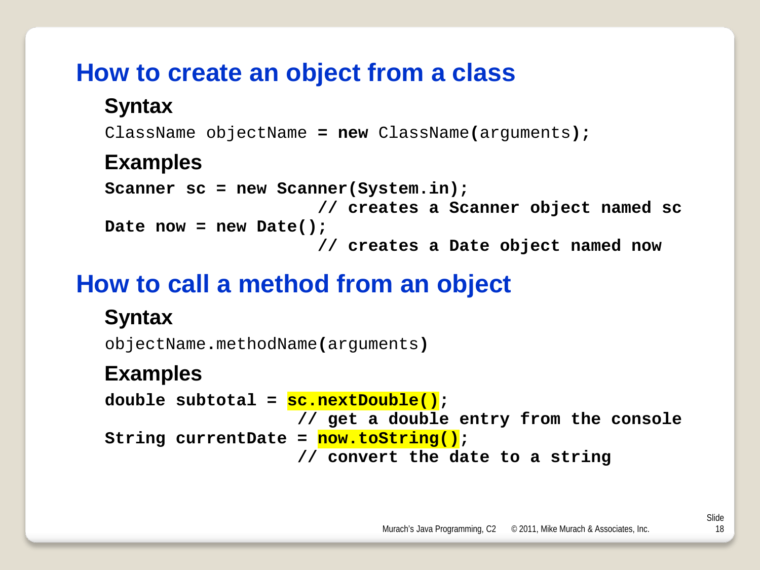# How to create an object from a class

## Syntax

```
ClassName objectName = new ClassName(arguments);
```

## Examples

```
Scanner sc = new Scanner(System.in);
                     // creates a Scanner object named sc
Date now = new Date();
                     // creates a Date object named now
```

# How to call a method from an object

## Syntax

```
objectName.methodName(arguments)
```

## Examples

```
double subtotal = sc.nextDouble();
                   // get a double entry from the console
String currentDate = now.toString();
                   // convert the date to a string
```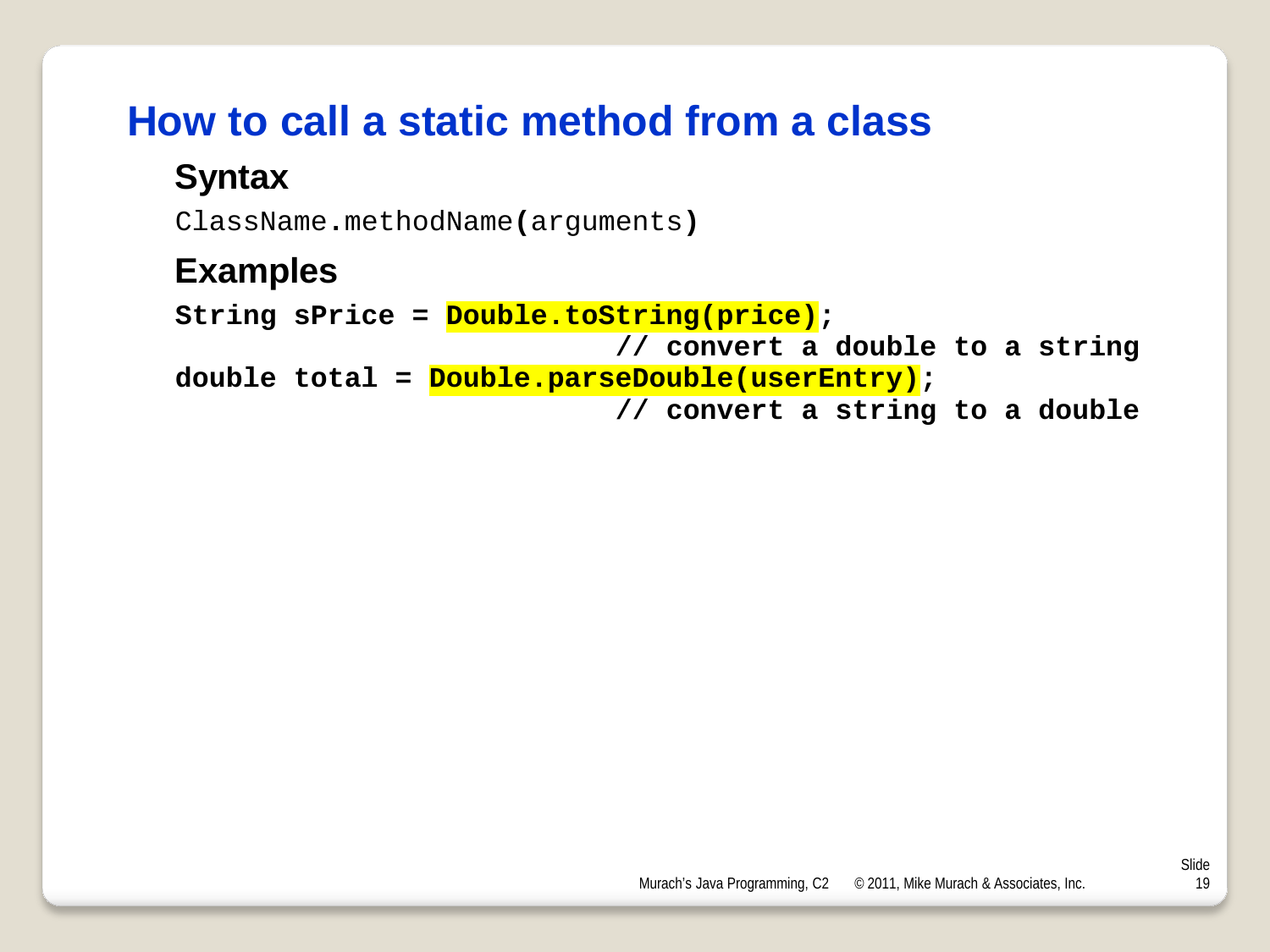# How to call a static method from a class

## Syntax

```
ClassName.methodName(arguments)
```

## Examples

```
String sPrice = Double.toString(price);
                          // convert a double to a string
double total = Double.parseDouble(userEntry);
                          // convert a string to a double
```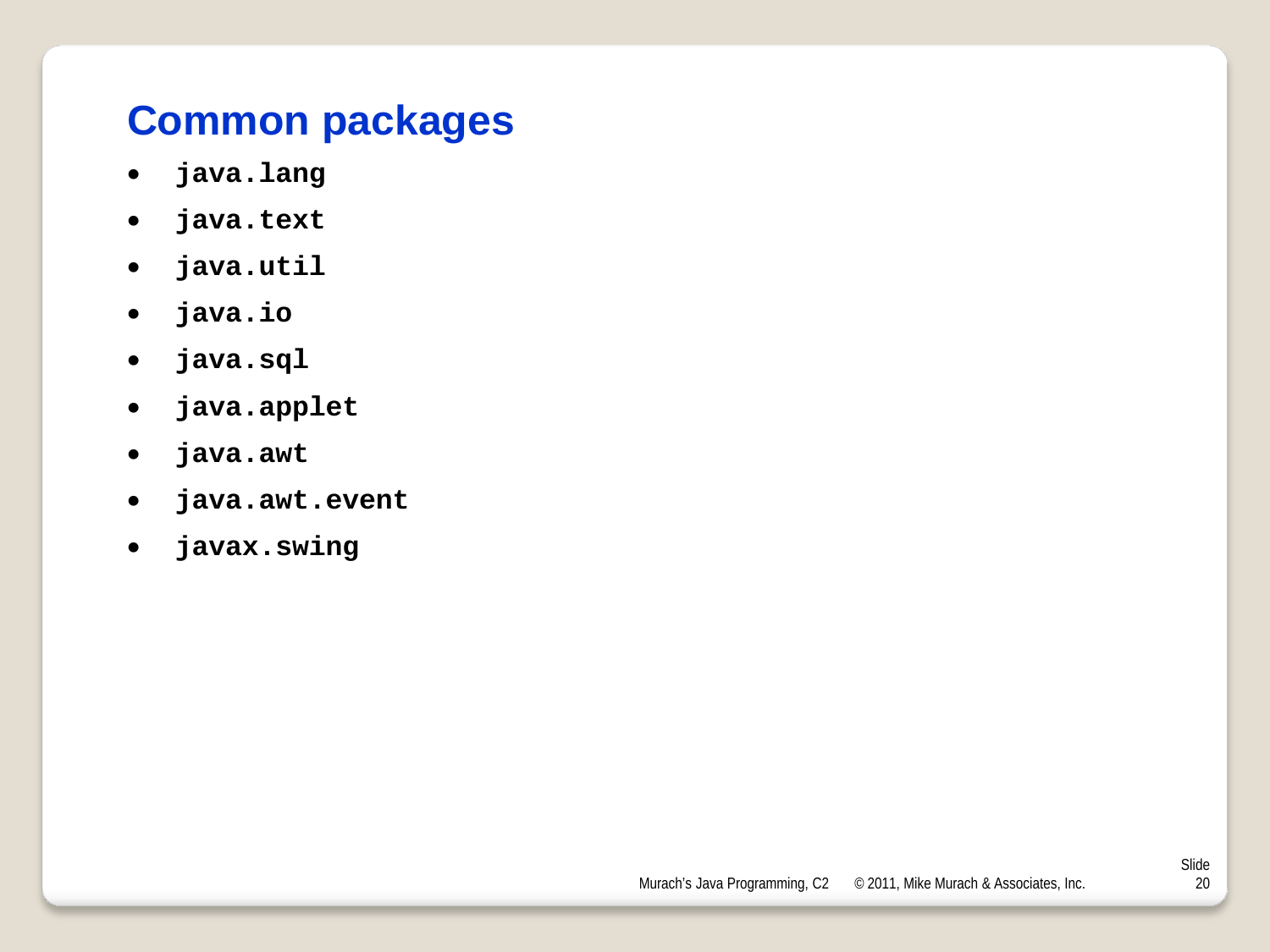# Common packages

- `java.lang`
- `java.text`
- `java.util`
- `java.io`
- `java.sql`
- `java.applet`
- `java.awt`
- `java.awt.event`
- `javax.swing`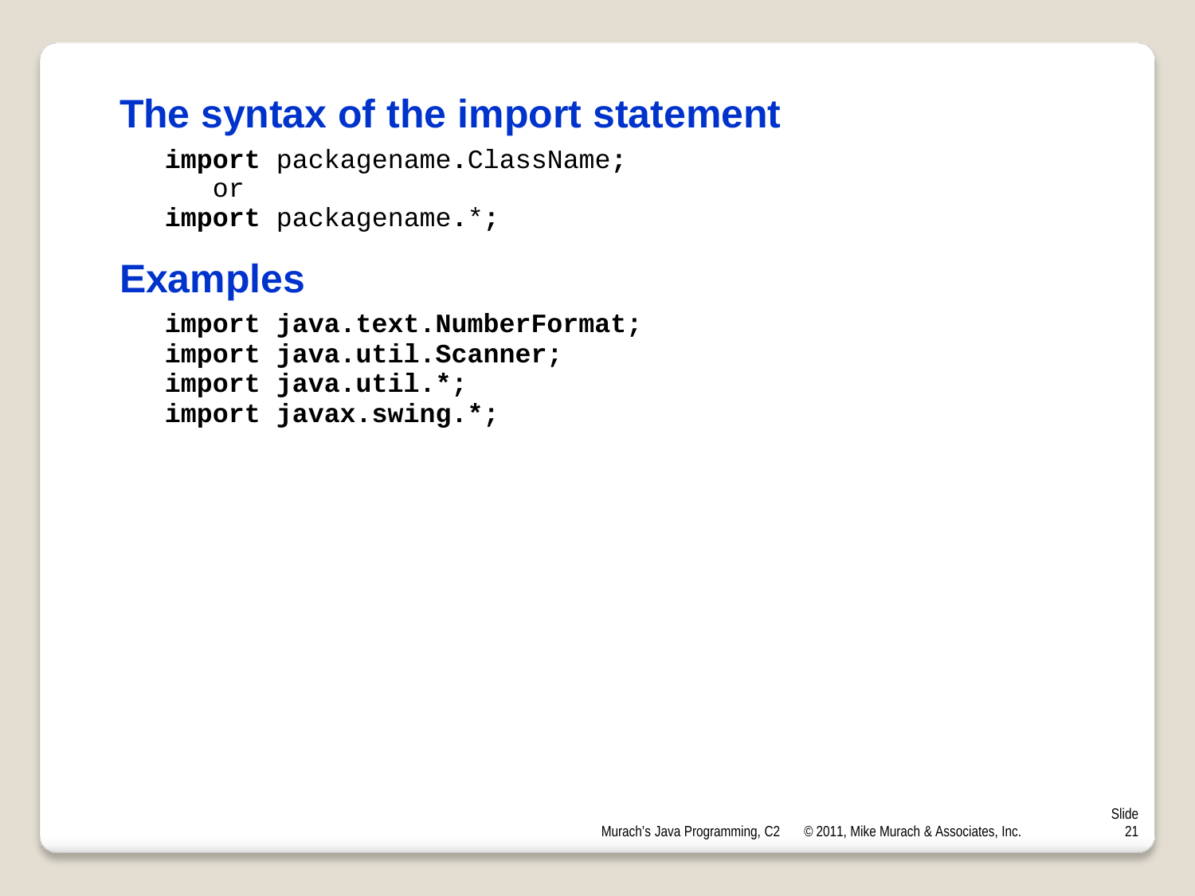# The syntax of the import statement

```
import packagename.ClassName;
   or
import packagename.*;
```

# Examples

```
import java.text.NumberFormat;
import java.util.Scanner;
import java.util.*;
import javax.swing.*;
```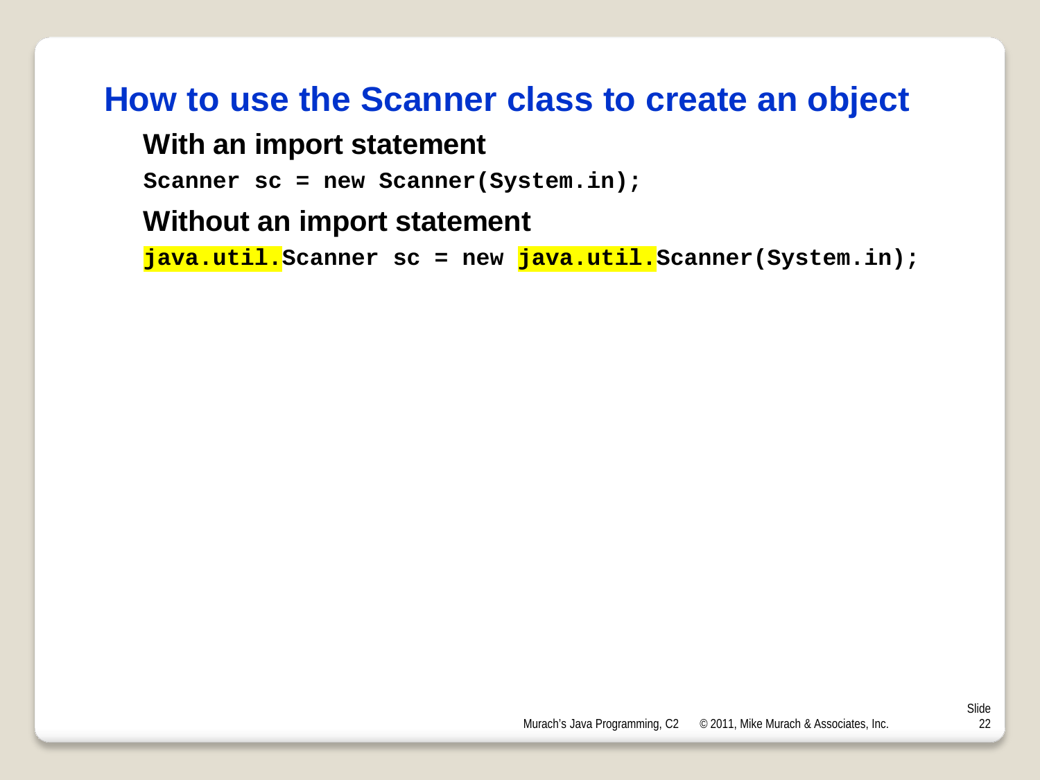# How to use the Scanner class to create an object

### With an import statement

```
Scanner sc = new Scanner(System.in);
```

### Without an import statement

```
java.util.Scanner sc = new java.util.Scanner(System.in);
```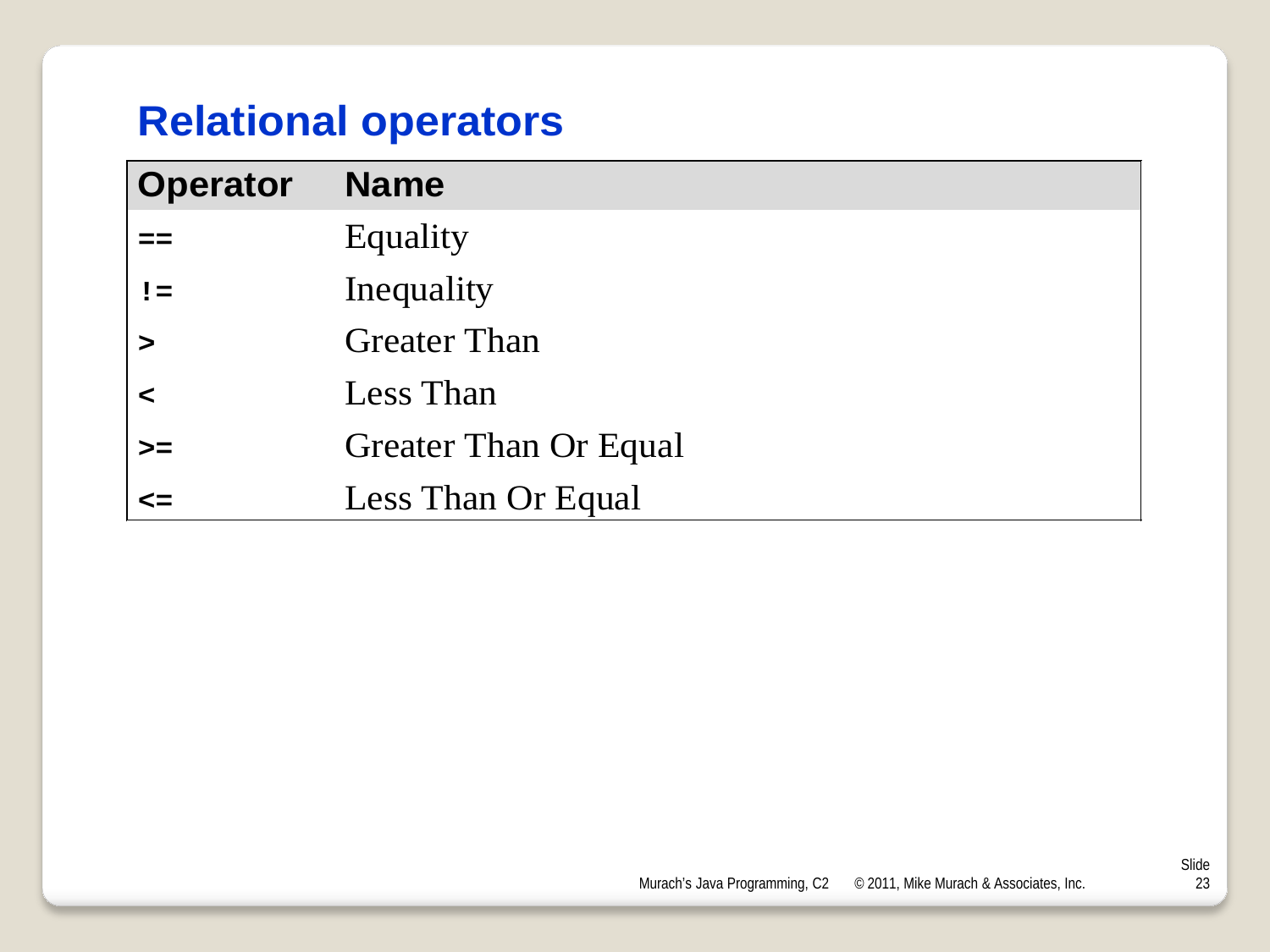# Relational operators

| Operator | Name |
|---|---|
| == | Equality |
| != | Inequality |
| > | Greater Than |
| < | Less Than |
| >= | Greater Than Or Equal |
| <= | Less Than Or Equal |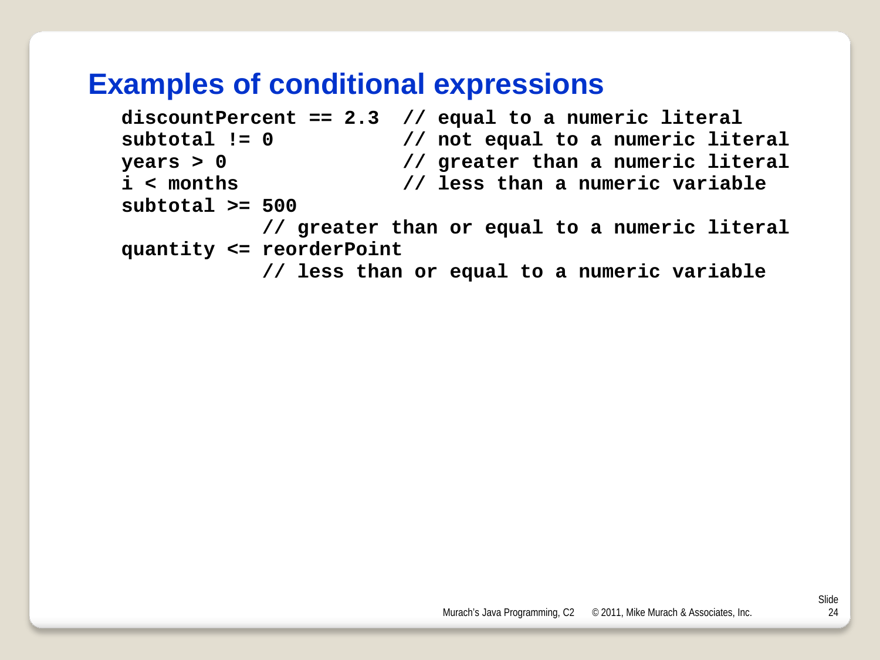# Examples of conditional expressions

```
discountPercent == 2.3  // equal to a numeric literal
subtotal != 0           // not equal to a numeric literal
years > 0               // greater than a numeric literal
i < months              // less than a numeric variable
subtotal >= 500
            // greater than or equal to a numeric literal
quantity <= reorderPoint
            // less than or equal to a numeric variable
```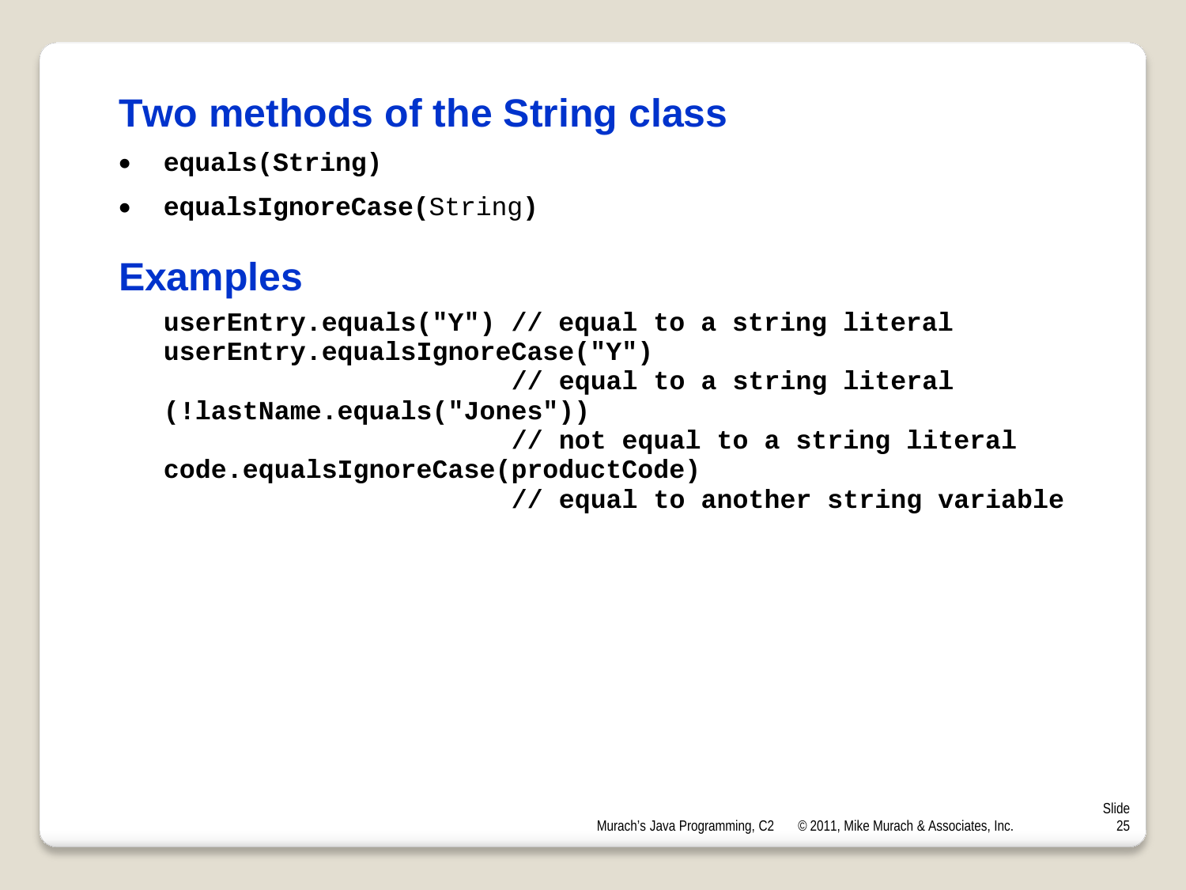# Two methods of the String class

- `equals(String)`
- `equalsIgnoreCase(String)`

# Examples

```
userEntry.equals("Y") // equal to a string literal
userEntry.equalsIgnoreCase("Y")
                      // equal to a string literal
(!lastName.equals("Jones"))
                      // not equal to a string literal
code.equalsIgnoreCase(productCode)
                      // equal to another string variable
```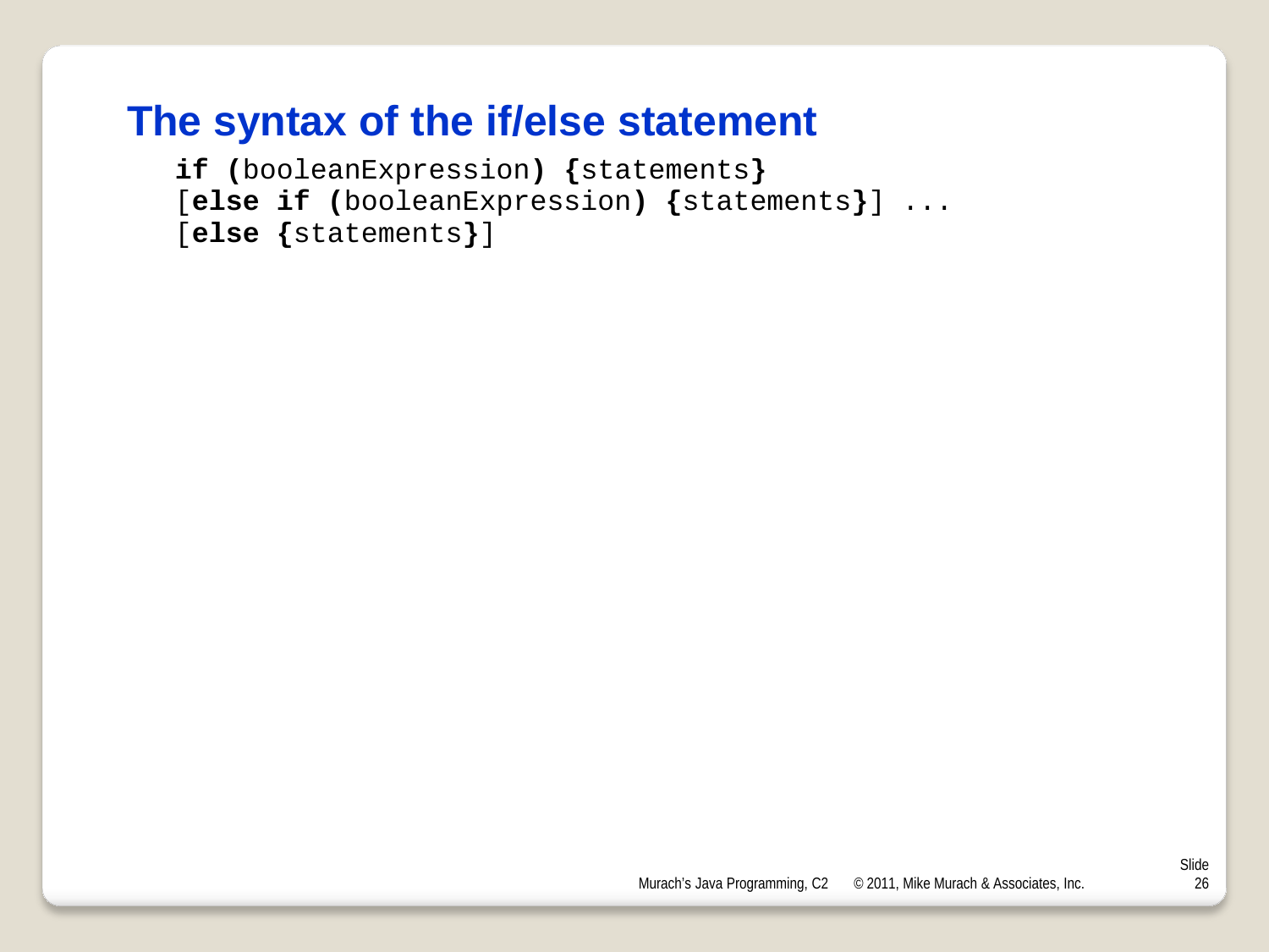# The syntax of the if/else statement

```
if (booleanExpression) {statements}
[else if (booleanExpression) {statements}] ...
[else {statements}]
```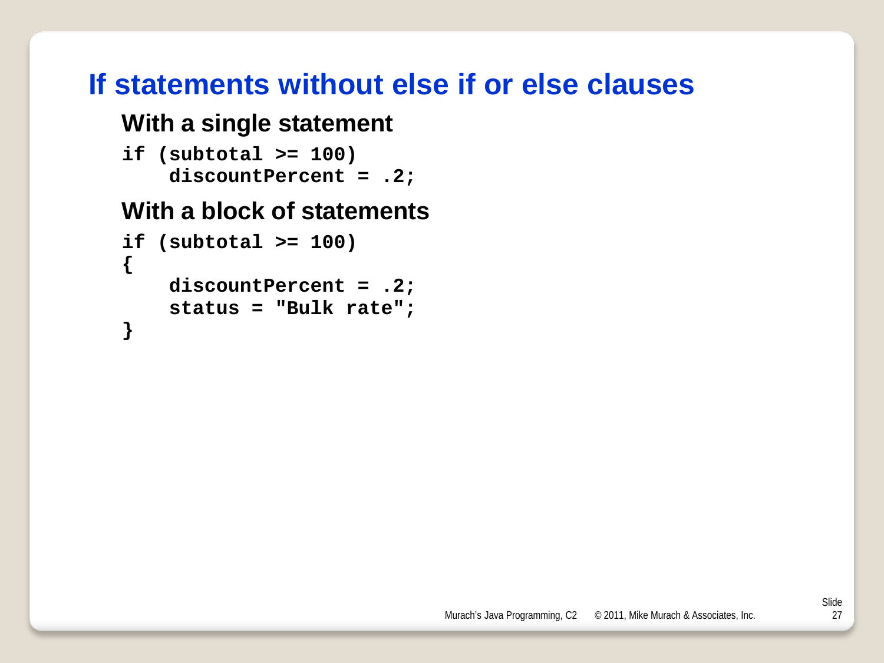# If statements without else if or else clauses

## With a single statement

```
if (subtotal >= 100)
    discountPercent = .2;
```

## With a block of statements

```
if (subtotal >= 100)
{
    discountPercent = .2;
    status = "Bulk rate";
}
```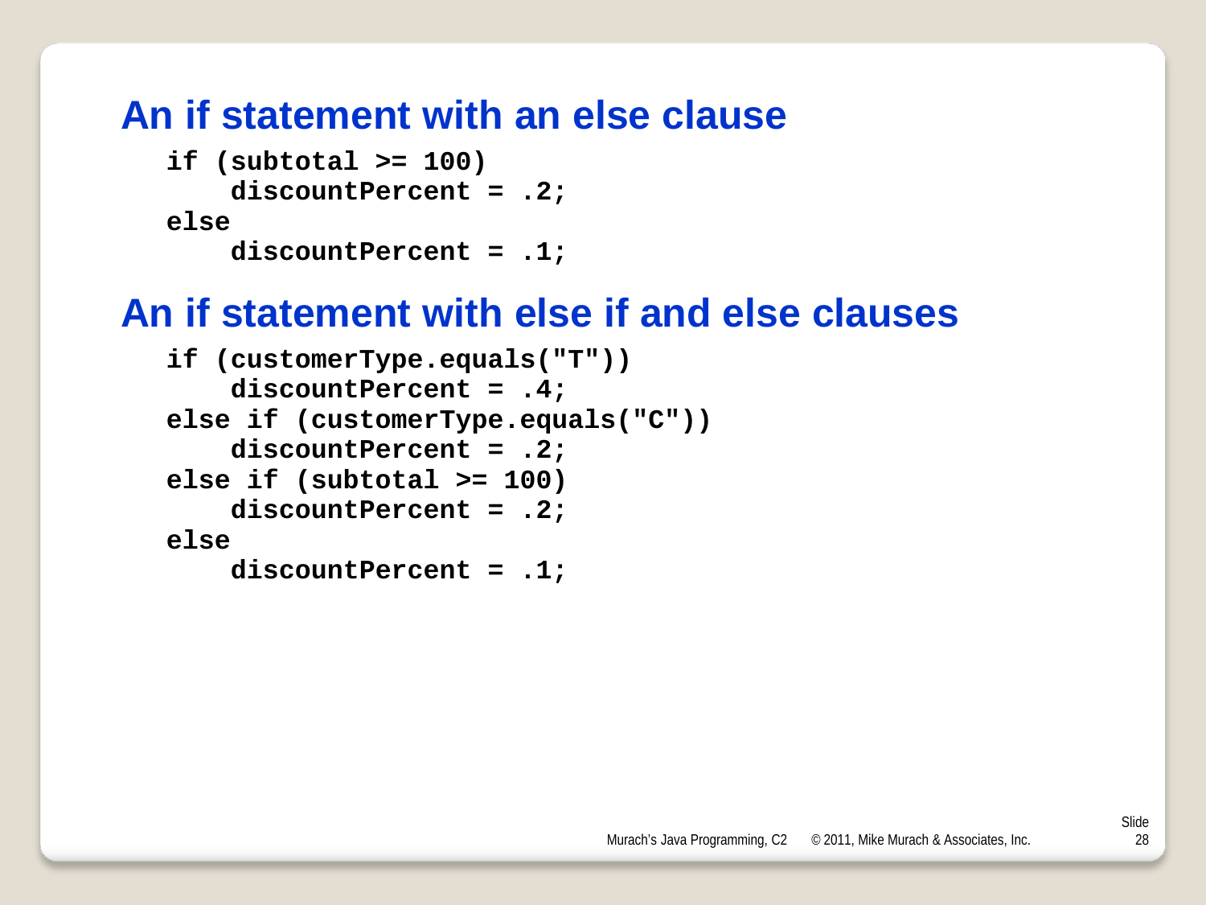## An if statement with an else clause

```
if (subtotal >= 100)
    discountPercent = .2;
else
    discountPercent = .1;
```

## An if statement with else if and else clauses

```
if (customerType.equals("T"))
    discountPercent = .4;
else if (customerType.equals("C"))
    discountPercent = .2;
else if (subtotal >= 100)
    discountPercent = .2;
else
    discountPercent = .1;
```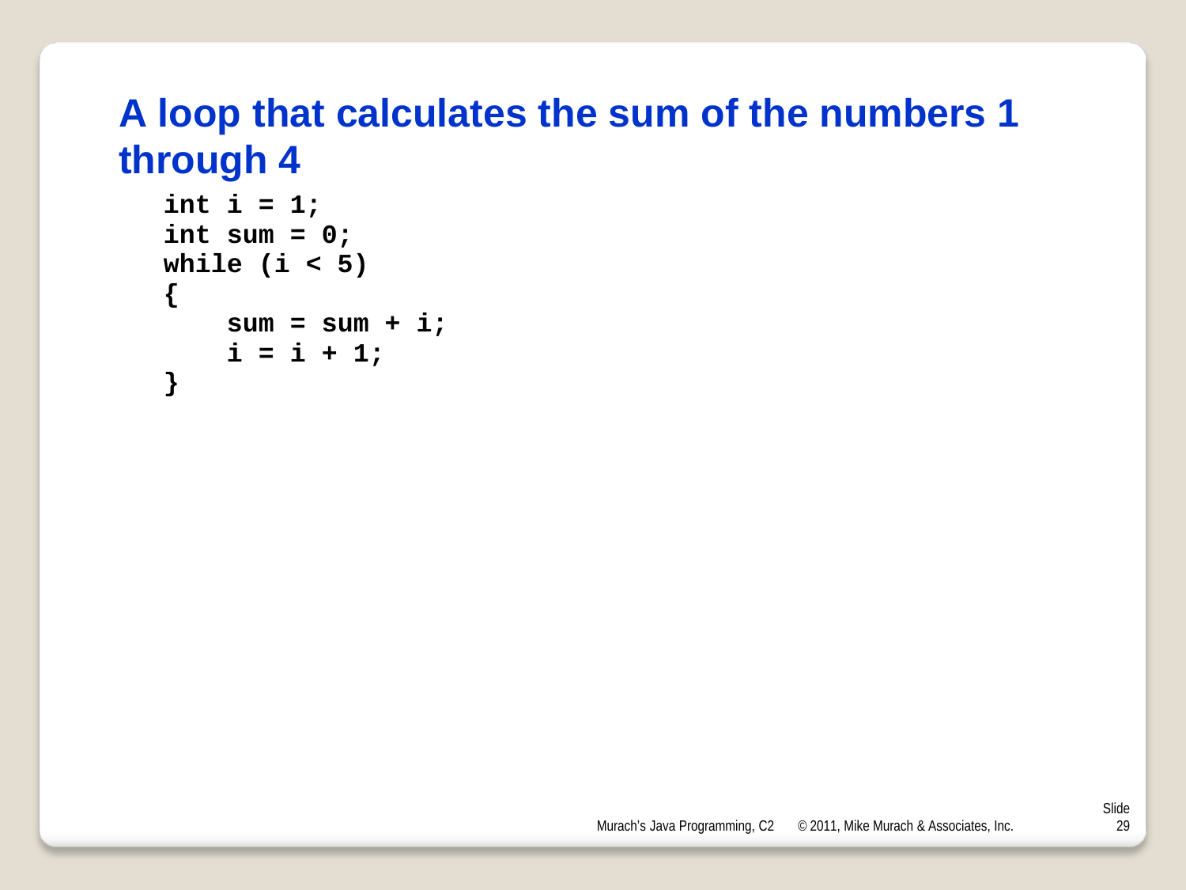# A loop that calculates the sum of the numbers 1 through 4

```
int i = 1;
int sum = 0;
while (i < 5)
{
    sum = sum + i;
    i = i + 1;
}
```